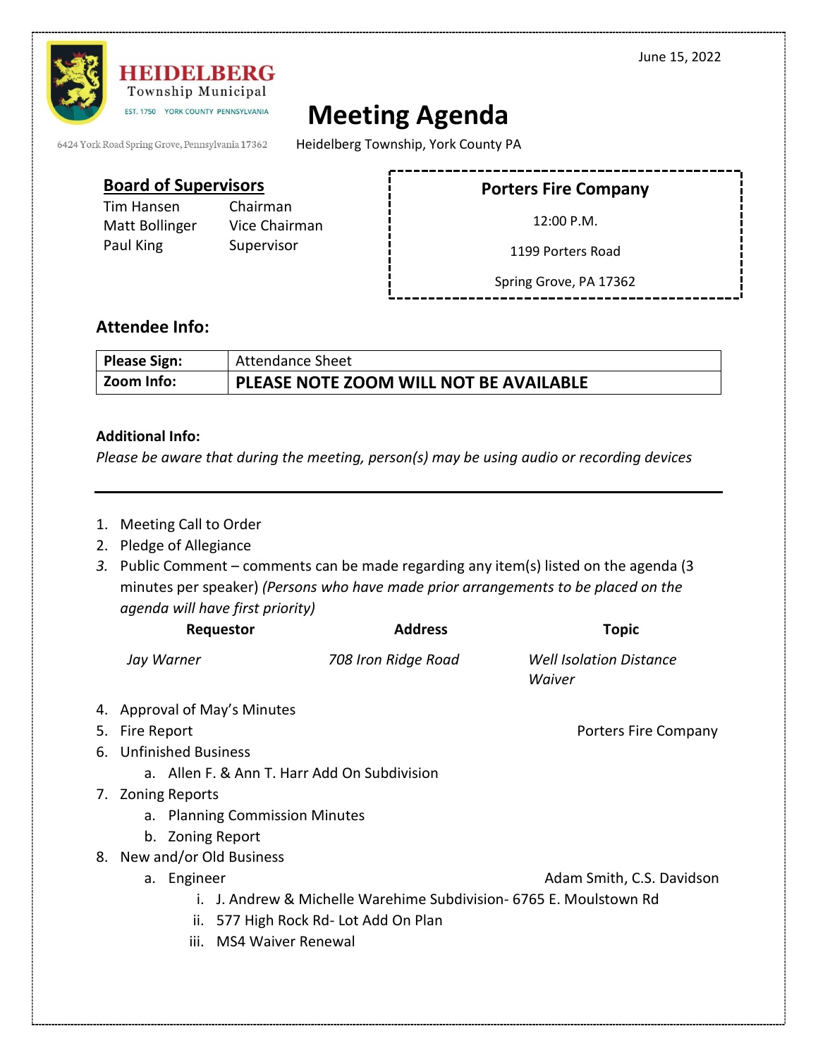June 15, 2022

**HEIDELBERG**
Township Municipal
EST. 1750 YORK COUNTY PENNSYLVANIA

6424 York Road Spring Grove, Pennsylvania 17362

# Meeting Agenda

Heidelberg Township, York County PA

## Board of Supervisors

| | |
|---|---|
| Tim Hansen | Chairman |
| Matt Bollinger | Vice Chairman |
| Paul King | Supervisor |

**Porters Fire Company**

12:00 P.M.

1199 Porters Road

Spring Grove, PA 17362

## Attendee Info:

| **Please Sign:** | Attendance Sheet |
|---|---|
| **Zoom Info:** | **PLEASE NOTE ZOOM WILL NOT BE AVAILABLE** |

**Additional Info:**

*Please be aware that during the meeting, person(s) may be using audio or recording devices*

---

1. Meeting Call to Order
2. Pledge of Allegiance
3. Public Comment – comments can be made regarding any item(s) listed on the agenda (3 minutes per speaker) *(Persons who have made prior arrangements to be placed on the agenda will have first priority)*

| Requestor | Address | Topic |
|---|---|---|
| *Jay Warner* | *708 Iron Ridge Road* | *Well Isolation Distance Waiver* |

4. Approval of May's Minutes
5. Fire Report — Porters Fire Company
6. Unfinished Business
   a. Allen F. & Ann T. Harr Add On Subdivision
7. Zoning Reports
   a. Planning Commission Minutes
   b. Zoning Report
8. New and/or Old Business
   a. Engineer — Adam Smith, C.S. Davidson
      i. J. Andrew & Michelle Warehime Subdivision- 6765 E. Moulstown Rd
      ii. 577 High Rock Rd- Lot Add On Plan
      iii. MS4 Waiver Renewal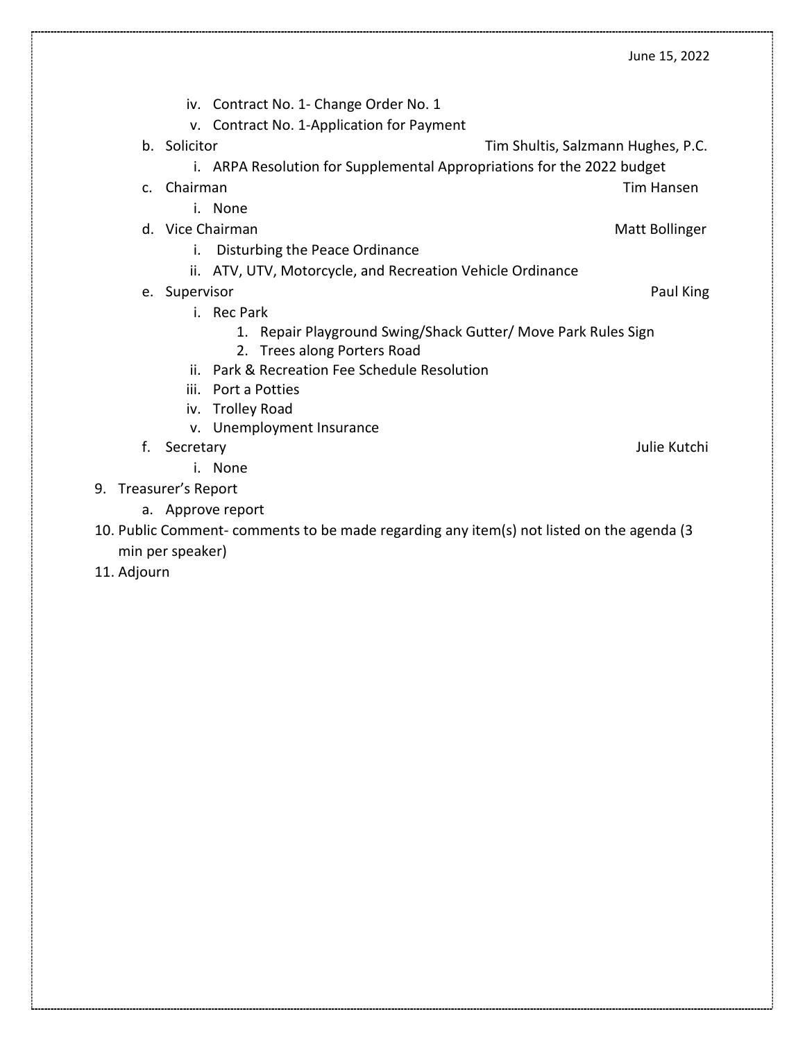June 15, 2022

- iv. Contract No. 1- Change Order No. 1
- v. Contract No. 1-Application for Payment

b. Solicitor — Tim Shultis, Salzmann Hughes, P.C.

- i. ARPA Resolution for Supplemental Appropriations for the 2022 budget

c. Chairman — Tim Hansen

- i. None

d. Vice Chairman — Matt Bollinger

- i. Disturbing the Peace Ordinance
- ii. ATV, UTV, Motorcycle, and Recreation Vehicle Ordinance

e. Supervisor — Paul King

- i. Rec Park
    1. Repair Playground Swing/Shack Gutter/ Move Park Rules Sign
    2. Trees along Porters Road
- ii. Park & Recreation Fee Schedule Resolution
- iii. Port a Potties
- iv. Trolley Road
- v. Unemployment Insurance

f. Secretary — Julie Kutchi

- i. None

9. Treasurer's Report
    a. Approve report
10. Public Comment- comments to be made regarding any item(s) not listed on the agenda (3 min per speaker)
11. Adjourn